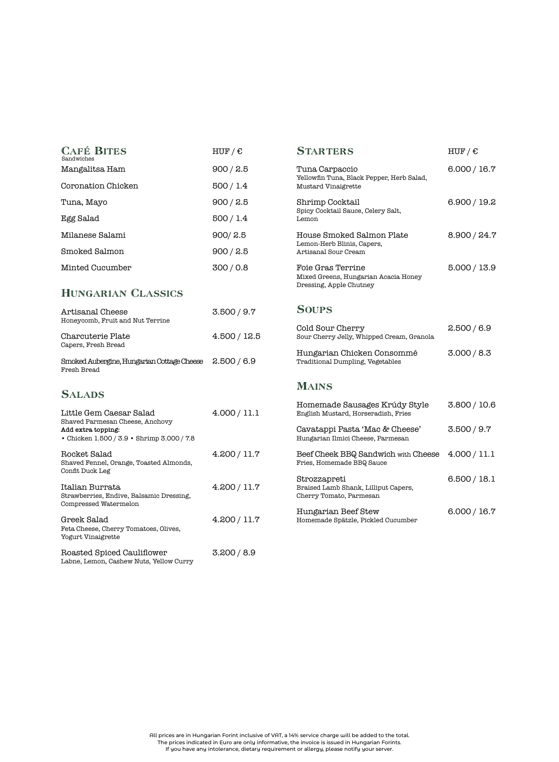## Café Bites

Sandwiches

| Item | HUF / € |
|---|---|
| Mangalitsa Ham | 900 / 2.5 |
| Coronation Chicken | 500 / 1.4 |
| Tuna, Mayo | 900 / 2.5 |
| Egg Salad | 500 / 1.4 |
| Milanese Salami | 900/ 2.5 |
| Smoked Salmon | 900 / 2.5 |
| Minted Cucumber | 300 / 0.8 |

## Hungarian Classics

| Item | HUF / € |
|---|---|
| Artisanal Cheese<br>Honeycomb, Fruit and Nut Terrine | 3.500 / 9.7 |
| Charcuterie Plate<br>Capers, Fresh Bread | 4.500 / 12.5 |
| Smoked Aubergine, Hungarian Cottage Cheese<br>Fresh Bread | 2.500 / 6.9 |

## Salads

| Item | HUF / € |
|---|---|
| Little Gem Caesar Salad<br>Shaved Parmesan Cheese, Anchovy<br>**Add extra topping:**<br>• Chicken 1.500 / 3.9 • Shrimp 3.000 / 7.8 | 4.000 / 11.1 |
| Rocket Salad<br>Shaved Fennel, Orange, Toasted Almonds, Confit Duck Leg | 4.200 / 11.7 |
| Italian Burrata<br>Strawberries, Endive, Balsamic Dressing, Compressed Watermelon | 4.200 / 11.7 |
| Greek Salad<br>Feta Cheese, Cherry Tomatoes, Olives, Yogurt Vinaigrette | 4.200 / 11.7 |
| Roasted Spiced Cauliflower<br>Labne, Lemon, Cashew Nuts, Yellow Curry | 3.200 / 8.9 |

## Starters

| Item | HUF / € |
|---|---|
| Tuna Carpaccio<br>Yellowfin Tuna, Black Pepper, Herb Salad, Mustard Vinaigrette | 6.000 / 16.7 |
| Shrimp Cocktail<br>Spicy Cocktail Sauce, Celery Salt, Lemon | 6.900 / 19.2 |
| House Smoked Salmon Plate<br>Lemon-Herb Blinis, Capers, Artisanal Sour Cream | 8.900 / 24.7 |
| Foie Gras Terrine<br>Mixed Greens, Hungarian Acacia Honey Dressing, Apple Chutney | 5.000 / 13.9 |

## Soups

| Item | HUF / € |
|---|---|
| Cold Sour Cherry<br>Sour Cherry Jelly, Whipped Cream, Granola | 2.500 / 6.9 |
| Hungarian Chicken Consommé<br>Traditional Dumpling, Vegetables | 3.000 / 8.3 |

## Mains

| Item | HUF / € |
|---|---|
| Homemade Sausages Krúdy Style<br>English Mustard, Horseradish, Fries | 3.800 / 10.6 |
| Cavatappi Pasta 'Mac & Cheese'<br>Hungarian Ilmici Cheese, Parmesan | 3.500 / 9.7 |
| Beef Cheek BBQ Sandwich with Cheese<br>Fries, Homemade BBQ Sauce | 4.000 / 11.1 |
| Strozzapreti<br>Braised Lamb Shank, Lilliput Capers, Cherry Tomato, Parmesan | 6.500 / 18.1 |
| Hungarian Beef Stew<br>Homemade Spätzle, Pickled Cucumber | 6.000 / 16.7 |

All prices are in Hungarian Forint inclusive of VAT, a 14% service charge will be added to the total.
The prices indicated in Euro are only informative, the invoice is issued in Hungarian Forints.
If you have any intolerance, dietary requirement or allergy, please notify your server.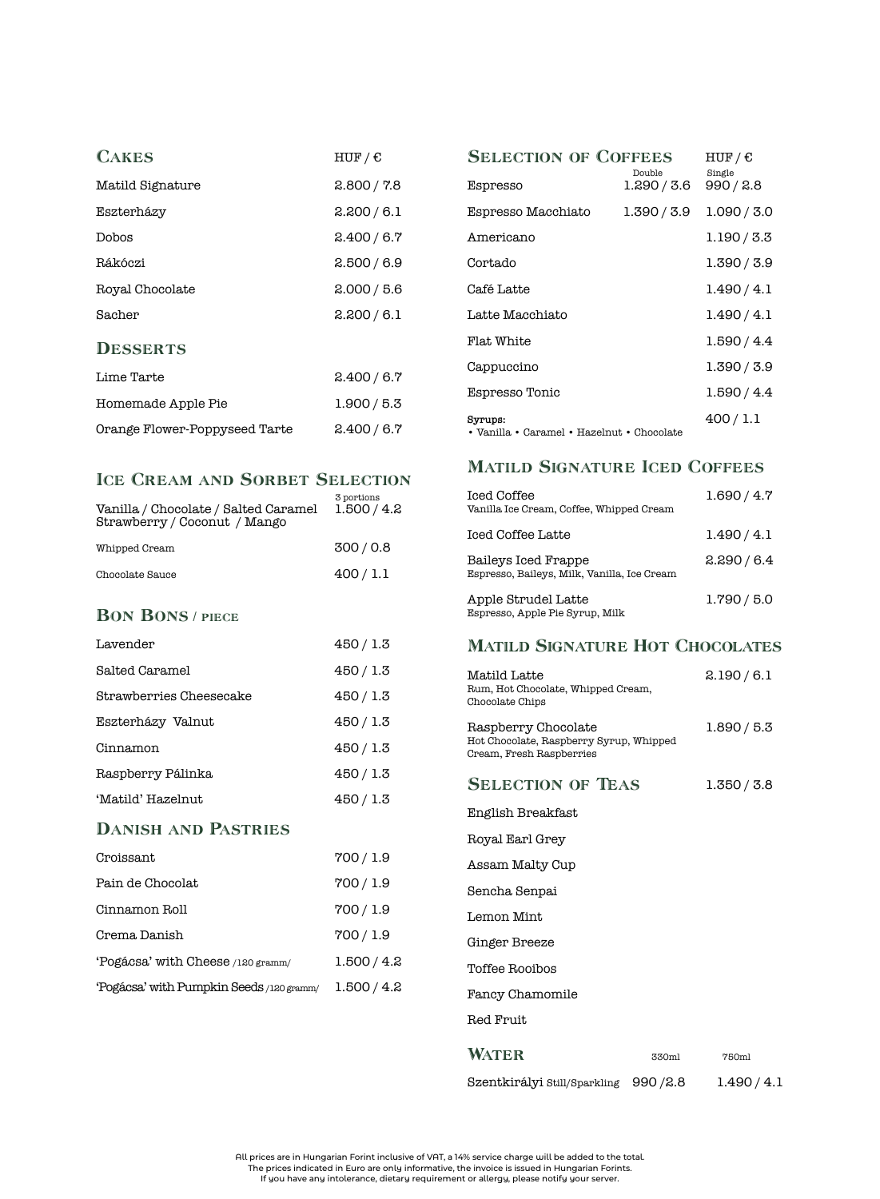## Cakes

| | HUF / € |
|---|---|
| Matild Signature | 2.800 / 7.8 |
| Eszterházy | 2.200 / 6.1 |
| Dobos | 2.400 / 6.7 |
| Rákóczi | 2.500 / 6.9 |
| Royal Chocolate | 2.000 / 5.6 |
| Sacher | 2.200 / 6.1 |

## Desserts

| | |
|---|---|
| Lime Tarte | 2.400 / 6.7 |
| Homemade Apple Pie | 1.900 / 5.3 |
| Orange Flower-Poppyseed Tarte | 2.400 / 6.7 |

## Ice Cream and Sorbet Selection

| | 3 portions |
|---|---|
| Vanilla / Chocolate / Salted Caramel Strawberry / Coconut / Mango | 1.500 / 4.2 |
| Whipped Cream | 300 / 0.8 |
| Chocolate Sauce | 400 / 1.1 |

## Bon Bons / piece

| | |
|---|---|
| Lavender | 450 / 1.3 |
| Salted Caramel | 450 / 1.3 |
| Strawberries Cheesecake | 450 / 1.3 |
| Eszterházy Valnut | 450 / 1.3 |
| Cinnamon | 450 / 1.3 |
| Raspberry Pálinka | 450 / 1.3 |
| 'Matild' Hazelnut | 450 / 1.3 |

## Danish and Pastries

| | |
|---|---|
| Croissant | 700 / 1.9 |
| Pain de Chocolat | 700 / 1.9 |
| Cinnamon Roll | 700 / 1.9 |
| Crema Danish | 700 / 1.9 |
| 'Pogácsa' with Cheese /120 gramm/ | 1.500 / 4.2 |
| 'Pogácsa' with Pumpkin Seeds /120 gramm/ | 1.500 / 4.2 |

## Selection of Coffees

| | Double | HUF / € Single |
|---|---|---|
| Espresso | 1.290 / 3.6 | 990 / 2.8 |
| Espresso Macchiato | 1.390 / 3.9 | 1.090 / 3.0 |
| Americano | | 1.190 / 3.3 |
| Cortado | | 1.390 / 3.9 |
| Café Latte | | 1.490 / 4.1 |
| Latte Macchiato | | 1.490 / 4.1 |
| Flat White | | 1.590 / 4.4 |
| Cappuccino | | 1.390 / 3.9 |
| Espresso Tonic | | 1.590 / 4.4 |
| Syrups: • Vanilla • Caramel • Hazelnut • Chocolate | | 400 / 1.1 |

## Matild Signature Iced Coffees

| | |
|---|---|
| Iced Coffee<br>Vanilla Ice Cream, Coffee, Whipped Cream | 1.690 / 4.7 |
| Iced Coffee Latte | 1.490 / 4.1 |
| Baileys Iced Frappe<br>Espresso, Baileys, Milk, Vanilla, Ice Cream | 2.290 / 6.4 |
| Apple Strudel Latte<br>Espresso, Apple Pie Syrup, Milk | 1.790 / 5.0 |

## Matild Signature Hot Chocolates

| | |
|---|---|
| Matild Latte<br>Rum, Hot Chocolate, Whipped Cream, Chocolate Chips | 2.190 / 6.1 |
| Raspberry Chocolate<br>Hot Chocolate, Raspberry Syrup, Whipped Cream, Fresh Raspberries | 1.890 / 5.3 |

## Selection of Teas — 1.350 / 3.8

- English Breakfast
- Royal Earl Grey
- Assam Malty Cup
- Sencha Senpai
- Lemon Mint
- Ginger Breeze
- Toffee Rooibos
- Fancy Chamomile
- Red Fruit

## Water

| | 330ml | 750ml |
|---|---|---|
| Szentkirályi Still/Sparkling | 990 /2.8 | 1.490 / 4.1 |

All prices are in Hungarian Forint inclusive of VAT, a 14% service charge will be added to the total.
The prices indicated in Euro are only informative, the invoice is issued in Hungarian Forints.
If you have any intolerance, dietary requirement or allergy, please notify your server.